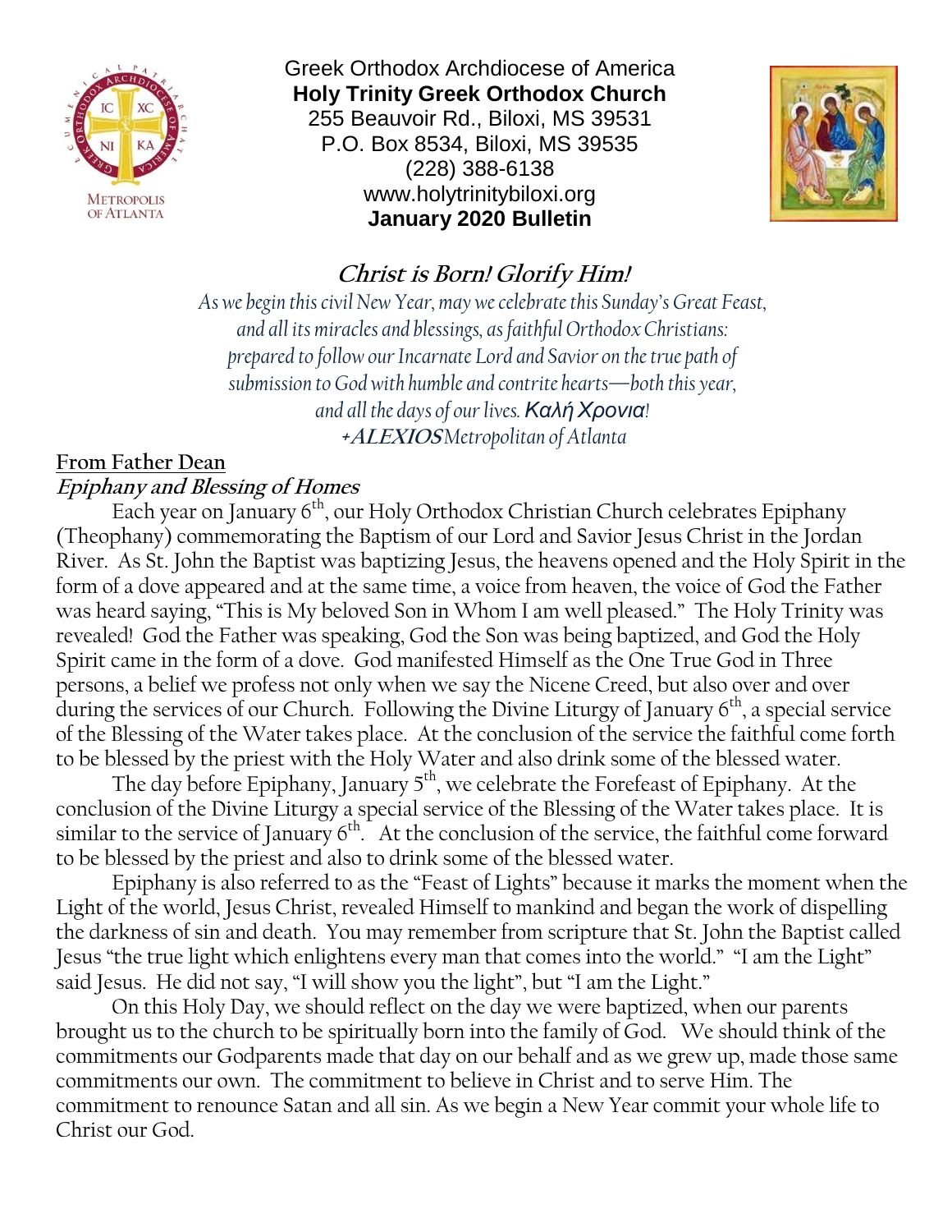Greek Orthodox Archdiocese of America

**Holy Trinity Greek Orthodox Church**

255 Beauvoir Rd., Biloxi, MS 39531

P.O. Box 8534, Biloxi, MS 39535

(228) 388-6138

www.holytrinitybiloxi.org

**January 2020 Bulletin**

## *Christ is Born! Glorify Him!*

*As we begin this civil New Year, may we celebrate this Sunday's Great Feast, and all its miracles and blessings, as faithful Orthodox Christians: prepared to follow our Incarnate Lord and Savior on the true path of submission to God with humble and contrite hearts—both this year, and all the days of our lives. Καλή Χρονια!*

*+**ALEXIOS** Metropolitan of Atlanta*

## From Father Dean

### *Epiphany and Blessing of Homes*

Each year on January 6th, our Holy Orthodox Christian Church celebrates Epiphany (Theophany) commemorating the Baptism of our Lord and Savior Jesus Christ in the Jordan River. As St. John the Baptist was baptizing Jesus, the heavens opened and the Holy Spirit in the form of a dove appeared and at the same time, a voice from heaven, the voice of God the Father was heard saying, "This is My beloved Son in Whom I am well pleased." The Holy Trinity was revealed! God the Father was speaking, God the Son was being baptized, and God the Holy Spirit came in the form of a dove. God manifested Himself as the One True God in Three persons, a belief we profess not only when we say the Nicene Creed, but also over and over during the services of our Church. Following the Divine Liturgy of January 6th, a special service of the Blessing of the Water takes place. At the conclusion of the service the faithful come forth to be blessed by the priest with the Holy Water and also drink some of the blessed water.

The day before Epiphany, January 5th, we celebrate the Forefeast of Epiphany. At the conclusion of the Divine Liturgy a special service of the Blessing of the Water takes place. It is similar to the service of January 6th. At the conclusion of the service, the faithful come forward to be blessed by the priest and also to drink some of the blessed water.

Epiphany is also referred to as the "Feast of Lights" because it marks the moment when the Light of the world, Jesus Christ, revealed Himself to mankind and began the work of dispelling the darkness of sin and death. You may remember from scripture that St. John the Baptist called Jesus "the true light which enlightens every man that comes into the world." "I am the Light" said Jesus. He did not say, "I will show you the light", but "I am the Light."

On this Holy Day, we should reflect on the day we were baptized, when our parents brought us to the church to be spiritually born into the family of God. We should think of the commitments our Godparents made that day on our behalf and as we grew up, made those same commitments our own. The commitment to believe in Christ and to serve Him. The commitment to renounce Satan and all sin. As we begin a New Year commit your whole life to Christ our God.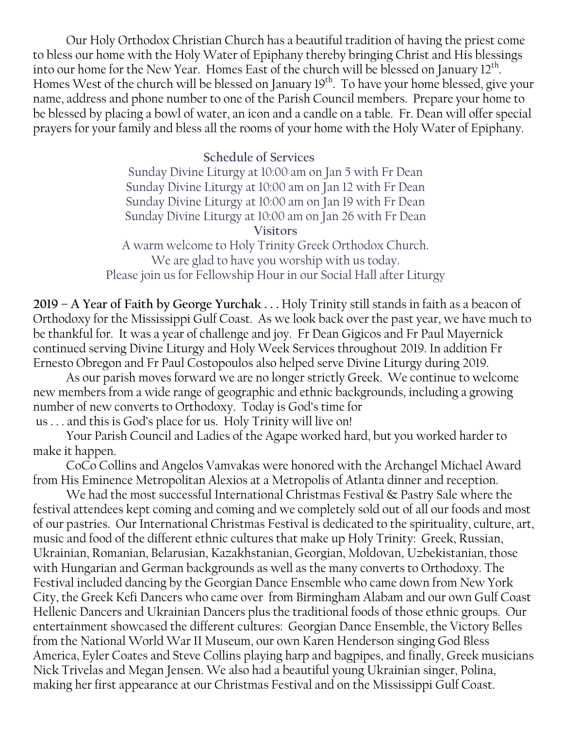Our Holy Orthodox Christian Church has a beautiful tradition of having the priest come to bless our home with the Holy Water of Epiphany thereby bringing Christ and His blessings into our home for the New Year. Homes East of the church will be blessed on January 12th. Homes West of the church will be blessed on January 19th. To have your home blessed, give your name, address and phone number to one of the Parish Council members. Prepare your home to be blessed by placing a bowl of water, an icon and a candle on a table. Fr. Dean will offer special prayers for your family and bless all the rooms of your home with the Holy Water of Epiphany.

**Schedule of Services**

Sunday Divine Liturgy at 10:00 am on Jan 5 with Fr Dean
Sunday Divine Liturgy at 10:00 am on Jan 12 with Fr Dean
Sunday Divine Liturgy at 10:00 am on Jan 19 with Fr Dean
Sunday Divine Liturgy at 10:00 am on Jan 26 with Fr Dean

**Visitors**

A warm welcome to Holy Trinity Greek Orthodox Church.
We are glad to have you worship with us today.
Please join us for Fellowship Hour in our Social Hall after Liturgy

**2019 – A Year of Faith by George Yurchak . . .** Holy Trinity still stands in faith as a beacon of Orthodoxy for the Mississippi Gulf Coast. As we look back over the past year, we have much to be thankful for. It was a year of challenge and joy. Fr Dean Gigicos and Fr Paul Mayernick continued serving Divine Liturgy and Holy Week Services throughout 2019. In addition Fr Ernesto Obregon and Fr Paul Costopoulos also helped serve Divine Liturgy during 2019.

As our parish moves forward we are no longer strictly Greek. We continue to welcome new members from a wide range of geographic and ethnic backgrounds, including a growing number of new converts to Orthodoxy. Today is God's time for us . . . and this is God's place for us. Holy Trinity will live on!

Your Parish Council and Ladies of the Agape worked hard, but you worked harder to make it happen.

CoCo Collins and Angelos Vamvakas were honored with the Archangel Michael Award from His Eminence Metropolitan Alexios at a Metropolis of Atlanta dinner and reception.

We had the most successful International Christmas Festival & Pastry Sale where the festival attendees kept coming and coming and we completely sold out of all our foods and most of our pastries. Our International Christmas Festival is dedicated to the spirituality, culture, art, music and food of the different ethnic cultures that make up Holy Trinity: Greek, Russian, Ukrainian, Romanian, Belarusian, Kazakhstanian, Georgian, Moldovan, Uzbekistanian, those with Hungarian and German backgrounds as well as the many converts to Orthodoxy. The Festival included dancing by the Georgian Dance Ensemble who came down from New York City, the Greek Kefi Dancers who came over from Birmingham Alabam and our own Gulf Coast Hellenic Dancers and Ukrainian Dancers plus the traditional foods of those ethnic groups. Our entertainment showcased the different cultures: Georgian Dance Ensemble, the Victory Belles from the National World War II Museum, our own Karen Henderson singing God Bless America, Eyler Coates and Steve Collins playing harp and bagpipes, and finally, Greek musicians Nick Trivelas and Megan Jensen. We also had a beautiful young Ukrainian singer, Polina, making her first appearance at our Christmas Festival and on the Mississippi Gulf Coast.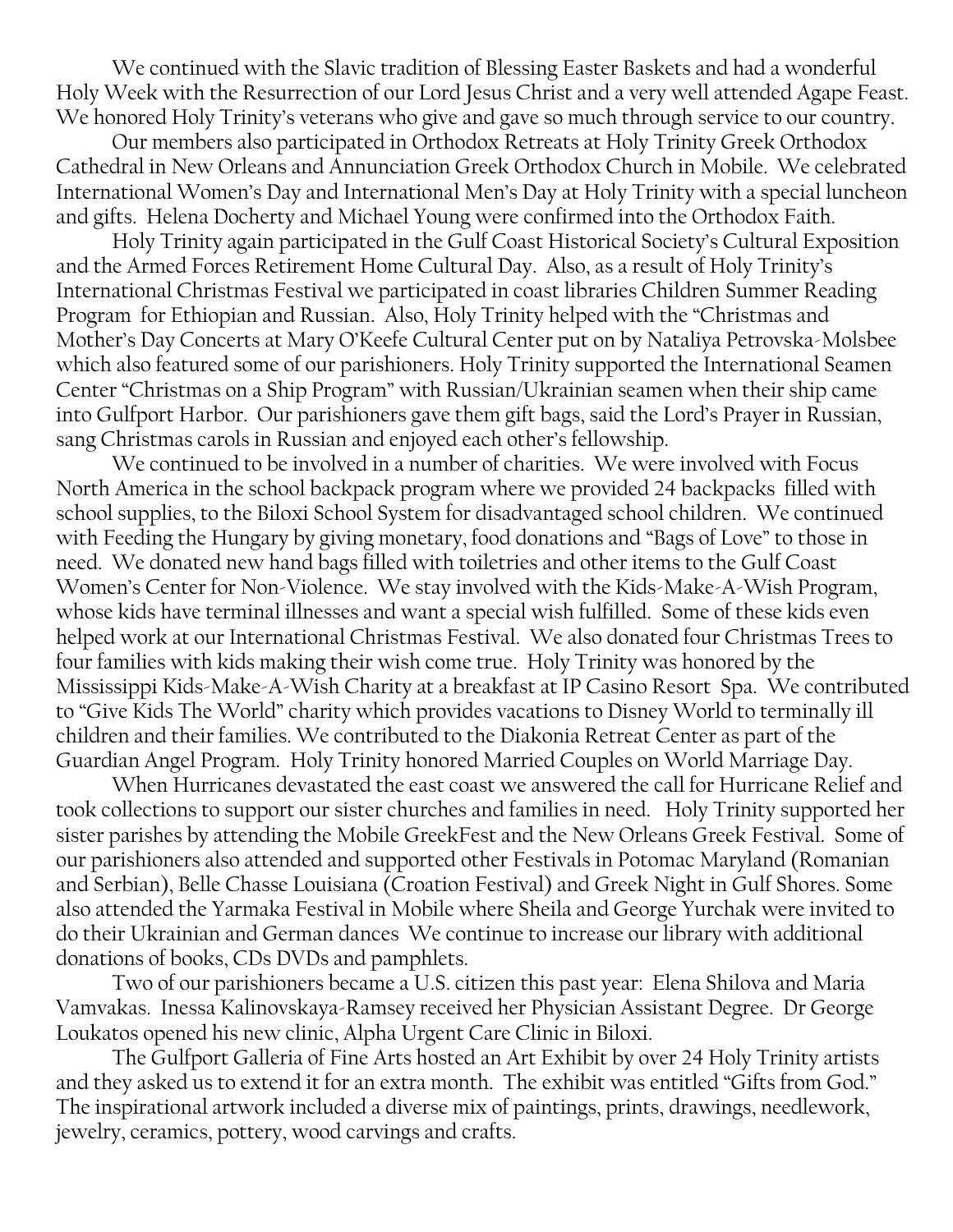We continued with the Slavic tradition of Blessing Easter Baskets and had a wonderful Holy Week with the Resurrection of our Lord Jesus Christ and a very well attended Agape Feast. We honored Holy Trinity's veterans who give and gave so much through service to our country.

Our members also participated in Orthodox Retreats at Holy Trinity Greek Orthodox Cathedral in New Orleans and Annunciation Greek Orthodox Church in Mobile. We celebrated International Women's Day and International Men's Day at Holy Trinity with a special luncheon and gifts. Helena Docherty and Michael Young were confirmed into the Orthodox Faith.

Holy Trinity again participated in the Gulf Coast Historical Society's Cultural Exposition and the Armed Forces Retirement Home Cultural Day. Also, as a result of Holy Trinity's International Christmas Festival we participated in coast libraries Children Summer Reading Program for Ethiopian and Russian. Also, Holy Trinity helped with the "Christmas and Mother's Day Concerts at Mary O'Keefe Cultural Center put on by Nataliya Petrovska-Molsbee which also featured some of our parishioners. Holy Trinity supported the International Seamen Center "Christmas on a Ship Program" with Russian/Ukrainian seamen when their ship came into Gulfport Harbor. Our parishioners gave them gift bags, said the Lord's Prayer in Russian, sang Christmas carols in Russian and enjoyed each other's fellowship.

We continued to be involved in a number of charities. We were involved with Focus North America in the school backpack program where we provided 24 backpacks filled with school supplies, to the Biloxi School System for disadvantaged school children. We continued with Feeding the Hungary by giving monetary, food donations and "Bags of Love" to those in need. We donated new hand bags filled with toiletries and other items to the Gulf Coast Women's Center for Non-Violence. We stay involved with the Kids-Make-A-Wish Program, whose kids have terminal illnesses and want a special wish fulfilled. Some of these kids even helped work at our International Christmas Festival. We also donated four Christmas Trees to four families with kids making their wish come true. Holy Trinity was honored by the Mississippi Kids-Make-A-Wish Charity at a breakfast at IP Casino Resort Spa. We contributed to "Give Kids The World" charity which provides vacations to Disney World to terminally ill children and their families. We contributed to the Diakonia Retreat Center as part of the Guardian Angel Program. Holy Trinity honored Married Couples on World Marriage Day.

When Hurricanes devastated the east coast we answered the call for Hurricane Relief and took collections to support our sister churches and families in need. Holy Trinity supported her sister parishes by attending the Mobile GreekFest and the New Orleans Greek Festival. Some of our parishioners also attended and supported other Festivals in Potomac Maryland (Romanian and Serbian), Belle Chasse Louisiana (Croation Festival) and Greek Night in Gulf Shores. Some also attended the Yarmaka Festival in Mobile where Sheila and George Yurchak were invited to do their Ukrainian and German dances We continue to increase our library with additional donations of books, CDs DVDs and pamphlets.

Two of our parishioners became a U.S. citizen this past year: Elena Shilova and Maria Vamvakas. Inessa Kalinovskaya-Ramsey received her Physician Assistant Degree. Dr George Loukatos opened his new clinic, Alpha Urgent Care Clinic in Biloxi.

The Gulfport Galleria of Fine Arts hosted an Art Exhibit by over 24 Holy Trinity artists and they asked us to extend it for an extra month. The exhibit was entitled "Gifts from God." The inspirational artwork included a diverse mix of paintings, prints, drawings, needlework, jewelry, ceramics, pottery, wood carvings and crafts.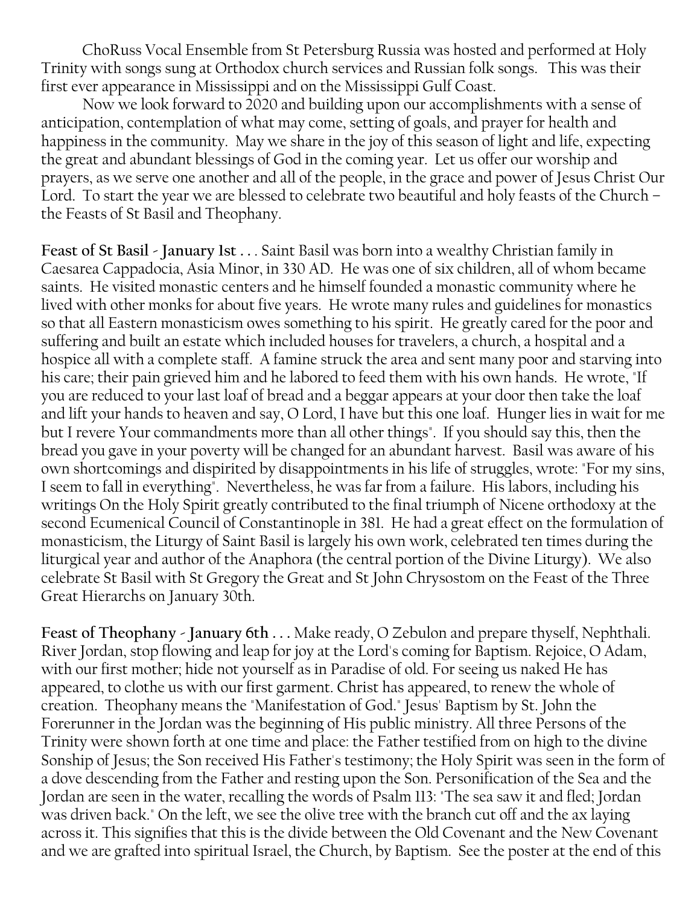ChoRuss Vocal Ensemble from St Petersburg Russia was hosted and performed at Holy Trinity with songs sung at Orthodox church services and Russian folk songs.  This was their first ever appearance in Mississippi and on the Mississippi Gulf Coast.

Now we look forward to 2020 and building upon our accomplishments with a sense of anticipation, contemplation of what may come, setting of goals, and prayer for health and happiness in the community.  May we share in the joy of this season of light and life, expecting the great and abundant blessings of God in the coming year.  Let us offer our worship and prayers, as we serve one another and all of the people, in the grace and power of Jesus Christ Our Lord.  To start the year we are blessed to celebrate two beautiful and holy feasts of the Church – the Feasts of St Basil and Theophany.

**Feast of St Basil - January 1st . . .** Saint Basil was born into a wealthy Christian family in Caesarea Cappadocia, Asia Minor, in 330 AD.  He was one of six children, all of whom became saints.  He visited monastic centers and he himself founded a monastic community where he lived with other monks for about five years.  He wrote many rules and guidelines for monastics so that all Eastern monasticism owes something to his spirit.  He greatly cared for the poor and suffering and built an estate which included houses for travelers, a church, a hospital and a hospice all with a complete staff.  A famine struck the area and sent many poor and starving into his care; their pain grieved him and he labored to feed them with his own hands.  He wrote, "If you are reduced to your last loaf of bread and a beggar appears at your door then take the loaf and lift your hands to heaven and say, O Lord, I have but this one loaf.  Hunger lies in wait for me but I revere Your commandments more than all other things".  If you should say this, then the bread you gave in your poverty will be changed for an abundant harvest.  Basil was aware of his own shortcomings and dispirited by disappointments in his life of struggles, wrote: "For my sins, I seem to fall in everything".  Nevertheless, he was far from a failure.  His labors, including his writings On the Holy Spirit greatly contributed to the final triumph of Nicene orthodoxy at the second Ecumenical Council of Constantinople in 381.  He had a great effect on the formulation of monasticism, the Liturgy of Saint Basil is largely his own work, celebrated ten times during the liturgical year and author of the Anaphora (the central portion of the Divine Liturgy).  We also celebrate St Basil with St Gregory the Great and St John Chrysostom on the Feast of the Three Great Hierarchs on January 30th.

**Feast of Theophany - January 6th . . .** Make ready, O Zebulon and prepare thyself, Nephthali. River Jordan, stop flowing and leap for joy at the Lord's coming for Baptism. Rejoice, O Adam, with our first mother; hide not yourself as in Paradise of old. For seeing us naked He has appeared, to clothe us with our first garment. Christ has appeared, to renew the whole of creation.  Theophany means the "Manifestation of God." Jesus' Baptism by St. John the Forerunner in the Jordan was the beginning of His public ministry. All three Persons of the Trinity were shown forth at one time and place: the Father testified from on high to the divine Sonship of Jesus; the Son received His Father's testimony; the Holy Spirit was seen in the form of a dove descending from the Father and resting upon the Son. Personification of the Sea and the Jordan are seen in the water, recalling the words of Psalm 113: "The sea saw it and fled; Jordan was driven back." On the left, we see the olive tree with the branch cut off and the ax laying across it. This signifies that this is the divide between the Old Covenant and the New Covenant and we are grafted into spiritual Israel, the Church, by Baptism.  See the poster at the end of this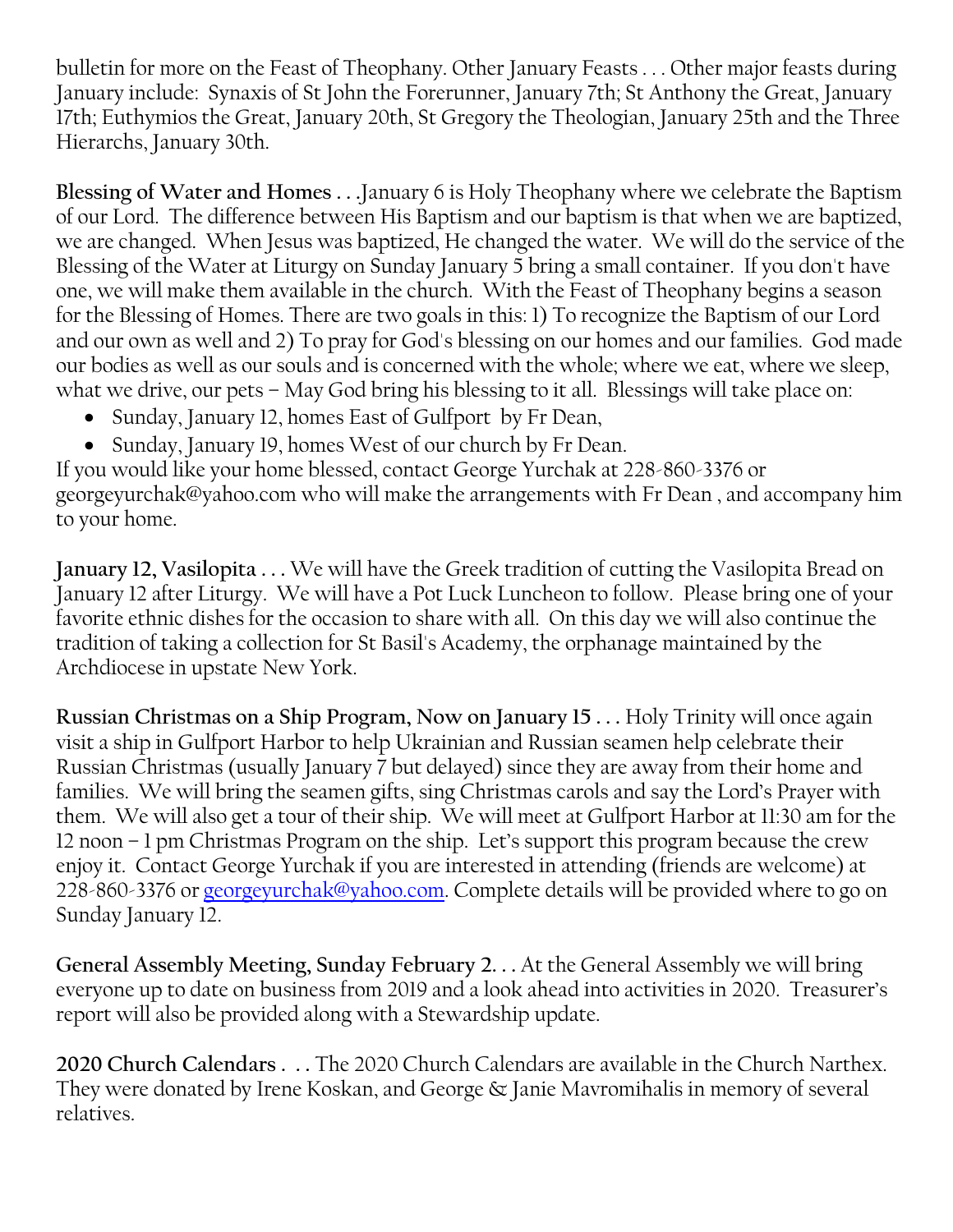bulletin for more on the Feast of Theophany. Other January Feasts . . . Other major feasts during January include: Synaxis of St John the Forerunner, January 7th; St Anthony the Great, January 17th; Euthymios the Great, January 20th, St Gregory the Theologian, January 25th and the Three Hierarchs, January 30th.

**Blessing of Water and Homes . . .**January 6 is Holy Theophany where we celebrate the Baptism of our Lord. The difference between His Baptism and our baptism is that when we are baptized, we are changed. When Jesus was baptized, He changed the water. We will do the service of the Blessing of the Water at Liturgy on Sunday January 5 bring a small container. If you don't have one, we will make them available in the church. With the Feast of Theophany begins a season for the Blessing of Homes. There are two goals in this: 1) To recognize the Baptism of our Lord and our own as well and 2) To pray for God's blessing on our homes and our families. God made our bodies as well as our souls and is concerned with the whole; where we eat, where we sleep, what we drive, our pets – May God bring his blessing to it all. Blessings will take place on:

- Sunday, January 12, homes East of Gulfport by Fr Dean,
- Sunday, January 19, homes West of our church by Fr Dean.

If you would like your home blessed, contact George Yurchak at 228-860-3376 or georgeyurchak@yahoo.com who will make the arrangements with Fr Dean , and accompany him to your home.

**January 12, Vasilopita . . .** We will have the Greek tradition of cutting the Vasilopita Bread on January 12 after Liturgy. We will have a Pot Luck Luncheon to follow. Please bring one of your favorite ethnic dishes for the occasion to share with all. On this day we will also continue the tradition of taking a collection for St Basil's Academy, the orphanage maintained by the Archdiocese in upstate New York.

**Russian Christmas on a Ship Program, Now on January 15 . . .** Holy Trinity will once again visit a ship in Gulfport Harbor to help Ukrainian and Russian seamen help celebrate their Russian Christmas (usually January 7 but delayed) since they are away from their home and families. We will bring the seamen gifts, sing Christmas carols and say the Lord's Prayer with them. We will also get a tour of their ship. We will meet at Gulfport Harbor at 11:30 am for the 12 noon – 1 pm Christmas Program on the ship. Let's support this program because the crew enjoy it. Contact George Yurchak if you are interested in attending (friends are welcome) at 228-860-3376 or georgeyurchak@yahoo.com. Complete details will be provided where to go on Sunday January 12.

**General Assembly Meeting, Sunday February 2. . .** At the General Assembly we will bring everyone up to date on business from 2019 and a look ahead into activities in 2020. Treasurer's report will also be provided along with a Stewardship update.

**2020 Church Calendars . . .** The 2020 Church Calendars are available in the Church Narthex. They were donated by Irene Koskan, and George & Janie Mavromihalis in memory of several relatives.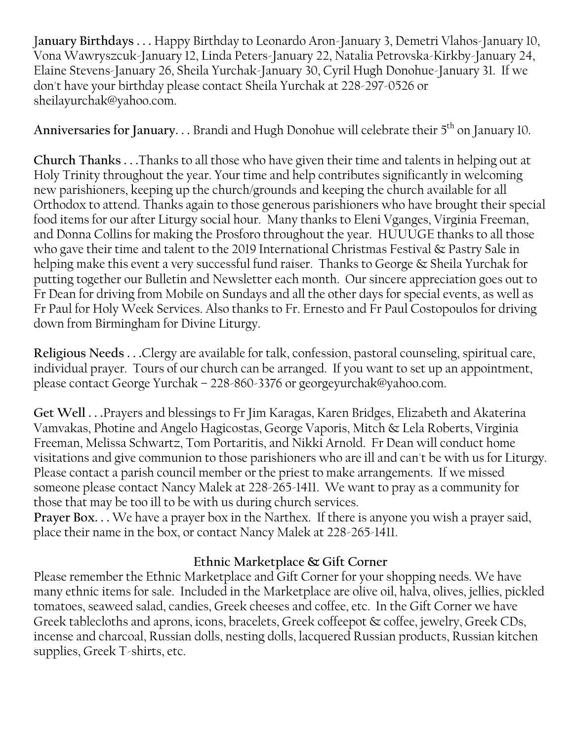**January Birthdays . . .** Happy Birthday to Leonardo Aron-January 3, Demetri Vlahos-January 10, Vona Wawryszcuk-January 12, Linda Peters-January 22, Natalia Petrovska-Kirkby-January 24, Elaine Stevens-January 26, Sheila Yurchak-January 30, Cyril Hugh Donohue-January 31. If we don't have your birthday please contact Sheila Yurchak at 228-297-0526 or sheilayurchak@yahoo.com.

**Anniversaries for January. . .** Brandi and Hugh Donohue will celebrate their 5th on January 10.

**Church Thanks . . .**Thanks to all those who have given their time and talents in helping out at Holy Trinity throughout the year. Your time and help contributes significantly in welcoming new parishioners, keeping up the church/grounds and keeping the church available for all Orthodox to attend. Thanks again to those generous parishioners who have brought their special food items for our after Liturgy social hour. Many thanks to Eleni Vganges, Virginia Freeman, and Donna Collins for making the Prosforo throughout the year. HUUUGE thanks to all those who gave their time and talent to the 2019 International Christmas Festival & Pastry Sale in helping make this event a very successful fund raiser. Thanks to George & Sheila Yurchak for putting together our Bulletin and Newsletter each month. Our sincere appreciation goes out to Fr Dean for driving from Mobile on Sundays and all the other days for special events, as well as Fr Paul for Holy Week Services. Also thanks to Fr. Ernesto and Fr Paul Costopoulos for driving down from Birmingham for Divine Liturgy.

**Religious Needs . . .**Clergy are available for talk, confession, pastoral counseling, spiritual care, individual prayer. Tours of our church can be arranged. If you want to set up an appointment, please contact George Yurchak – 228-860-3376 or georgeyurchak@yahoo.com.

**Get Well . . .**Prayers and blessings to Fr Jim Karagas, Karen Bridges, Elizabeth and Akaterina Vamvakas, Photine and Angelo Hagicostas, George Vaporis, Mitch & Lela Roberts, Virginia Freeman, Melissa Schwartz, Tom Portaritis, and Nikki Arnold. Fr Dean will conduct home visitations and give communion to those parishioners who are ill and can't be with us for Liturgy. Please contact a parish council member or the priest to make arrangements. If we missed someone please contact Nancy Malek at 228-265-1411. We want to pray as a community for those that may be too ill to be with us during church services.

**Prayer Box. . .** We have a prayer box in the Narthex. If there is anyone you wish a prayer said, place their name in the box, or contact Nancy Malek at 228-265-1411.

## Ethnic Marketplace & Gift Corner

Please remember the Ethnic Marketplace and Gift Corner for your shopping needs. We have many ethnic items for sale. Included in the Marketplace are olive oil, halva, olives, jellies, pickled tomatoes, seaweed salad, candies, Greek cheeses and coffee, etc. In the Gift Corner we have Greek tablecloths and aprons, icons, bracelets, Greek coffeepot & coffee, jewelry, Greek CDs, incense and charcoal, Russian dolls, nesting dolls, lacquered Russian products, Russian kitchen supplies, Greek T-shirts, etc.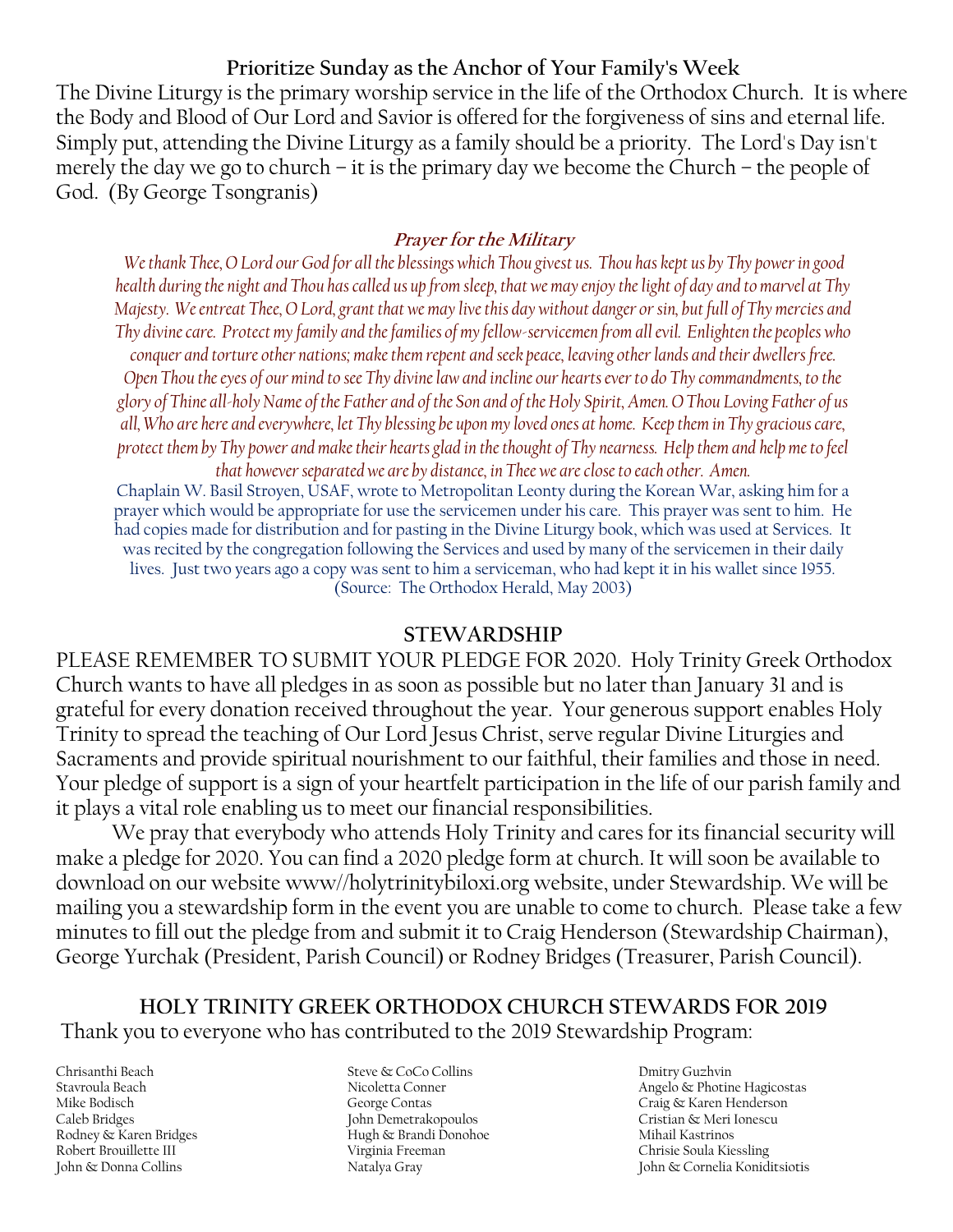## Prioritize Sunday as the Anchor of Your Family's Week

The Divine Liturgy is the primary worship service in the life of the Orthodox Church. It is where the Body and Blood of Our Lord and Savior is offered for the forgiveness of sins and eternal life. Simply put, attending the Divine Liturgy as a family should be a priority. The Lord's Day isn't merely the day we go to church – it is the primary day we become the Church – the people of God. (By George Tsongranis)

### *Prayer for the Military*

*We thank Thee, O Lord our God for all the blessings which Thou givest us. Thou has kept us by Thy power in good health during the night and Thou has called us up from sleep, that we may enjoy the light of day and to marvel at Thy Majesty. We entreat Thee, O Lord, grant that we may live this day without danger or sin, but full of Thy mercies and Thy divine care. Protect my family and the families of my fellow-servicemen from all evil. Enlighten the peoples who conquer and torture other nations; make them repent and seek peace, leaving other lands and their dwellers free. Open Thou the eyes of our mind to see Thy divine law and incline our hearts ever to do Thy commandments, to the glory of Thine all-holy Name of the Father and of the Son and of the Holy Spirit, Amen. O Thou Loving Father of us all, Who are here and everywhere, let Thy blessing be upon my loved ones at home. Keep them in Thy gracious care, protect them by Thy power and make their hearts glad in the thought of Thy nearness. Help them and help me to feel that however separated we are by distance, in Thee we are close to each other. Amen.*

Chaplain W. Basil Stroyen, USAF, wrote to Metropolitan Leonty during the Korean War, asking him for a prayer which would be appropriate for use the servicemen under his care. This prayer was sent to him. He had copies made for distribution and for pasting in the Divine Liturgy book, which was used at Services. It was recited by the congregation following the Services and used by many of the servicemen in their daily lives. Just two years ago a copy was sent to him a serviceman, who had kept it in his wallet since 1955. (Source: The Orthodox Herald, May 2003)

## STEWARDSHIP

PLEASE REMEMBER TO SUBMIT YOUR PLEDGE FOR 2020. Holy Trinity Greek Orthodox Church wants to have all pledges in as soon as possible but no later than January 31 and is grateful for every donation received throughout the year. Your generous support enables Holy Trinity to spread the teaching of Our Lord Jesus Christ, serve regular Divine Liturgies and Sacraments and provide spiritual nourishment to our faithful, their families and those in need. Your pledge of support is a sign of your heartfelt participation in the life of our parish family and it plays a vital role enabling us to meet our financial responsibilities.

We pray that everybody who attends Holy Trinity and cares for its financial security will make a pledge for 2020. You can find a 2020 pledge form at church. It will soon be available to download on our website www//holytrinitybiloxi.org website, under Stewardship. We will be mailing you a stewardship form in the event you are unable to come to church. Please take a few minutes to fill out the pledge from and submit it to Craig Henderson (Stewardship Chairman), George Yurchak (President, Parish Council) or Rodney Bridges (Treasurer, Parish Council).

## HOLY TRINITY GREEK ORTHODOX CHURCH STEWARDS FOR 2019

Thank you to everyone who has contributed to the 2019 Stewardship Program:

Chrisanthi Beach
Stavroula Beach
Mike Bodisch
Caleb Bridges
Rodney & Karen Bridges
Robert Brouillette III
John & Donna Collins
Steve & CoCo Collins
Nicoletta Conner
George Contas
John Demetrakopoulos
Hugh & Brandi Donohoe
Virginia Freeman
Natalya Gray
Dmitry Guzhvin
Angelo & Photine Hagicostas
Craig & Karen Henderson
Cristian & Meri Ionescu
Mihail Kastrinos
Chrisie Soula Kiessling
John & Cornelia Koniditsiotis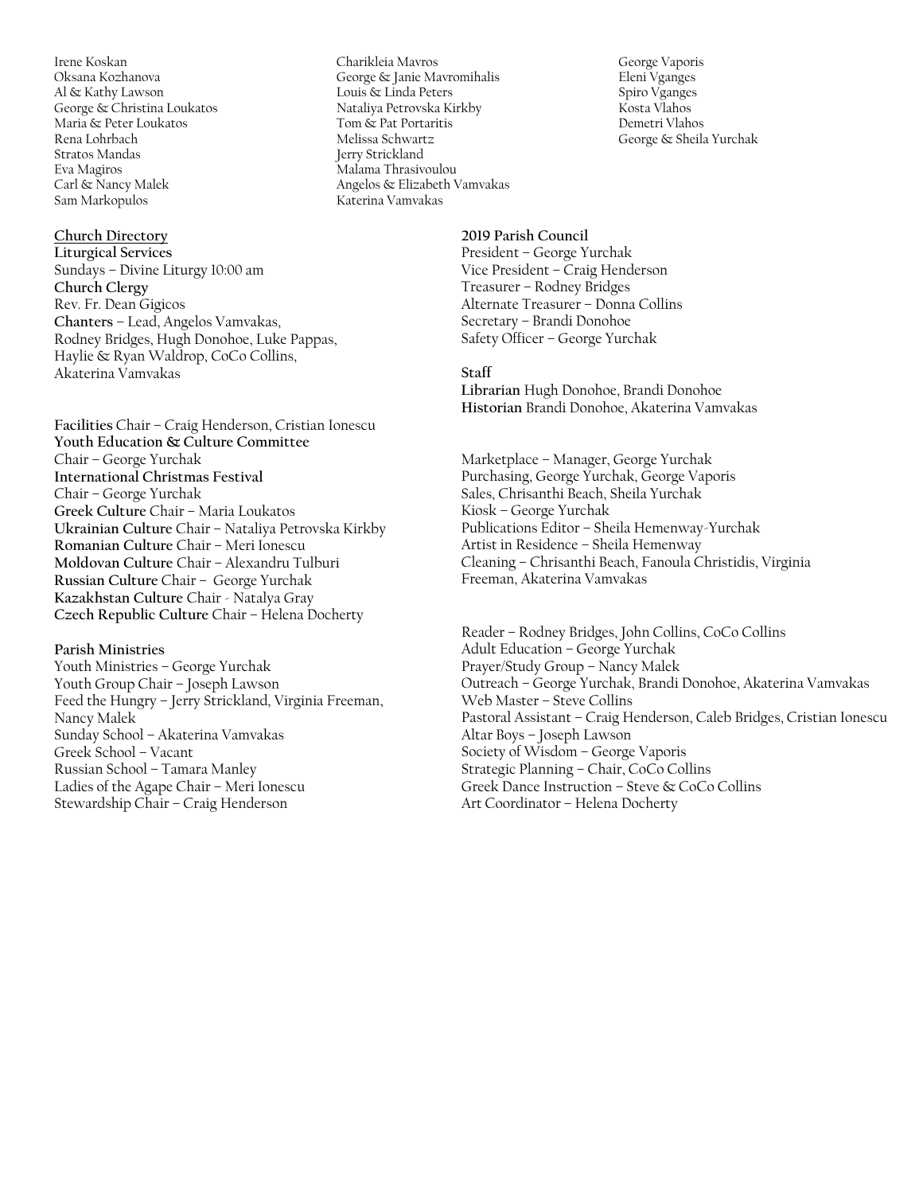Irene Koskan
Oksana Kozhanova
Al & Kathy Lawson
George & Christina Loukatos
Maria & Peter Loukatos
Rena Lohrbach
Stratos Mandas
Eva Magiros
Carl & Nancy Malek
Sam Markopulos

Charikleia Mavros
George & Janie Mavromihalis
Louis & Linda Peters
Nataliya Petrovska Kirkby
Tom & Pat Portaritis
Melissa Schwartz
Jerry Strickland
Malama Thrasivoulou
Angelos & Elizabeth Vamvakas
Katerina Vamvakas

George Vaporis
Eleni Vganges
Spiro Vganges
Kosta Vlahos
Demetri Vlahos
George & Sheila Yurchak

**Church Directory**

**Liturgical Services**
Sundays – Divine Liturgy 10:00 am

**Church Clergy**
Rev. Fr. Dean Gigicos

**Chanters** – Lead, Angelos Vamvakas, Rodney Bridges, Hugh Donohoe, Luke Pappas, Haylie & Ryan Waldrop, CoCo Collins, Akaterina Vamvakas

**Facilities** Chair – Craig Henderson, Cristian Ionescu

**Youth Education & Culture Committee**
Chair – George Yurchak

**International Christmas Festival**
Chair – George Yurchak

**Greek Culture** Chair – Maria Loukatos
**Ukrainian Culture** Chair – Nataliya Petrovska Kirkby
**Romanian Culture** Chair – Meri Ionescu
**Moldovan Culture** Chair – Alexandru Tulburi
**Russian Culture** Chair – George Yurchak
**Kazakhstan Culture** Chair - Natalya Gray
**Czech Republic Culture** Chair – Helena Docherty

**Parish Ministries**
Youth Ministries – George Yurchak
Youth Group Chair – Joseph Lawson
Feed the Hungry – Jerry Strickland, Virginia Freeman, Nancy Malek
Sunday School – Akaterina Vamvakas
Greek School – Vacant
Russian School – Tamara Manley
Ladies of the Agape Chair – Meri Ionescu
Stewardship Chair – Craig Henderson

**2019 Parish Council**
President – George Yurchak
Vice President – Craig Henderson
Treasurer – Rodney Bridges
Alternate Treasurer – Donna Collins
Secretary – Brandi Donohoe
Safety Officer – George Yurchak

**Staff**
**Librarian** Hugh Donohoe, Brandi Donohoe
**Historian** Brandi Donohoe, Akaterina Vamvakas

Marketplace – Manager, George Yurchak
Purchasing, George Yurchak, George Vaporis
Sales, Chrisanthi Beach, Sheila Yurchak
Kiosk – George Yurchak
Publications Editor – Sheila Hemenway-Yurchak
Artist in Residence – Sheila Hemenway
Cleaning – Chrisanthi Beach, Fanoula Christidis, Virginia Freeman, Akaterina Vamvakas

Reader – Rodney Bridges, John Collins, CoCo Collins
Adult Education – George Yurchak
Prayer/Study Group – Nancy Malek
Outreach – George Yurchak, Brandi Donohoe, Akaterina Vamvakas
Web Master – Steve Collins
Pastoral Assistant – Craig Henderson, Caleb Bridges, Cristian Ionescu
Altar Boys – Joseph Lawson
Society of Wisdom – George Vaporis
Strategic Planning – Chair, CoCo Collins
Greek Dance Instruction – Steve & CoCo Collins
Art Coordinator – Helena Docherty